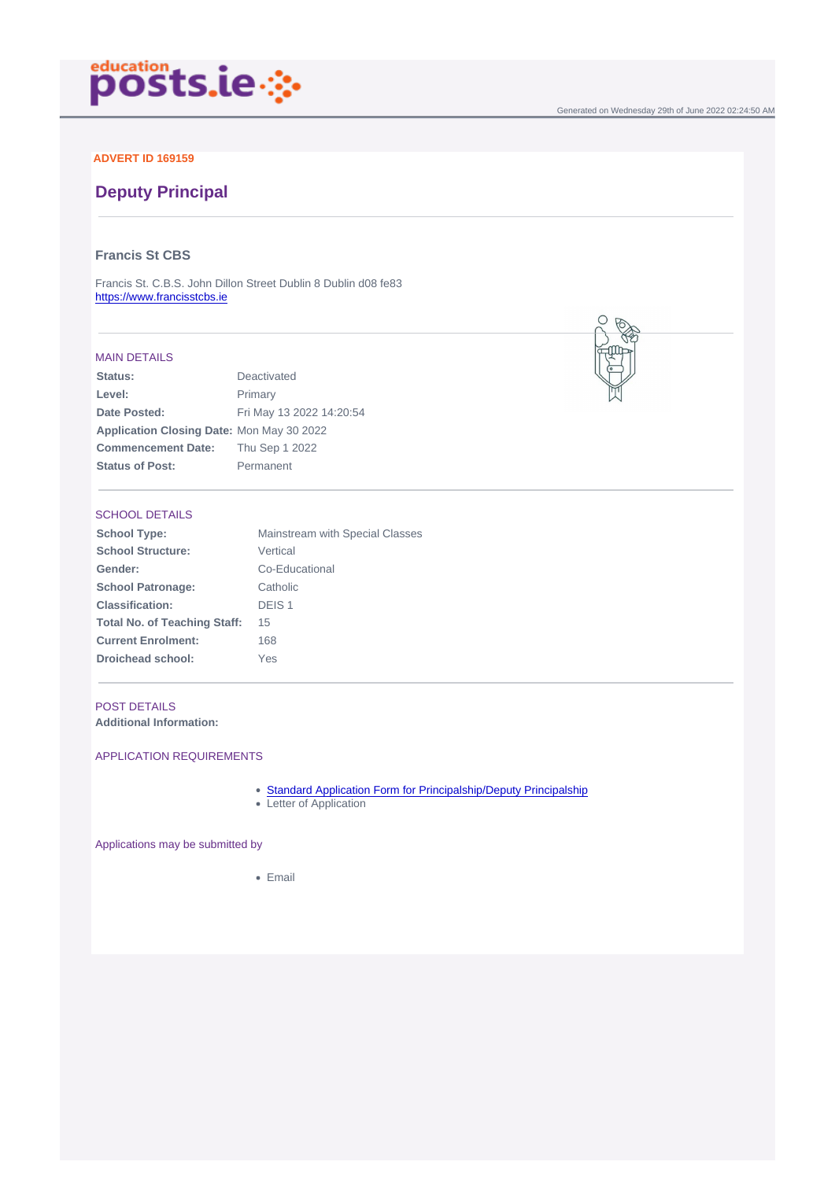educationposts.ie

Generated on Wednesday 29th of June 2022 02:24:50 AM

**ADVERT ID 169159**

# Deputy Principal

### Francis St CBS

Francis St. C.B.S. John Dillon Street Dublin 8 Dublin d08 fe83
[https://www.francisstcbs.ie](https://www.francisstcbs.ie)

## MAIN DETAILS

| | |
|---|---|
| **Status:** | Deactivated |
| **Level:** | Primary |
| **Date Posted:** | Fri May 13 2022 14:20:54 |
| **Application Closing Date:** | Mon May 30 2022 |
| **Commencement Date:** | Thu Sep 1 2022 |
| **Status of Post:** | Permanent |

## SCHOOL DETAILS

| | |
|---|---|
| **School Type:** | Mainstream with Special Classes |
| **School Structure:** | Vertical |
| **Gender:** | Co-Educational |
| **School Patronage:** | Catholic |
| **Classification:** | DEIS 1 |
| **Total No. of Teaching Staff:** | 15 |
| **Current Enrolment:** | 168 |
| **Droichead school:** | Yes |

## POST DETAILS

**Additional Information:**

## APPLICATION REQUIREMENTS

- Standard Application Form for Principalship/Deputy Principalship
- Letter of Application

Applications may be submitted by

- Email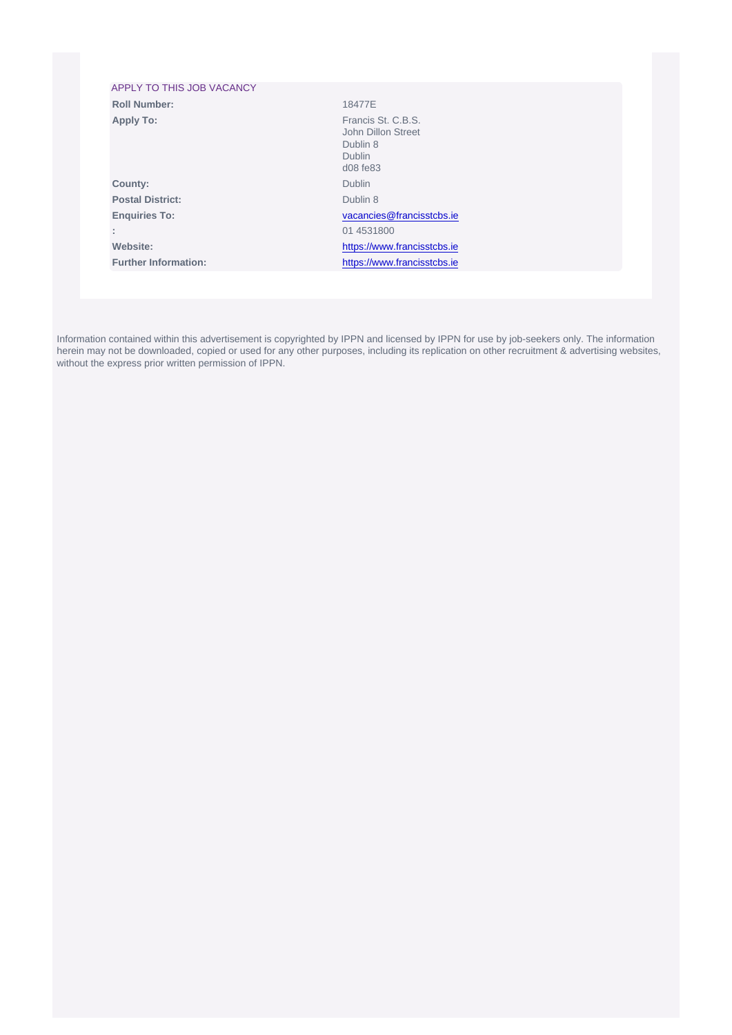APPLY TO THIS JOB VACANCY

| | |
|---|---|
| **Roll Number:** | 18477E |
| **Apply To:** | Francis St. C.B.S.<br>John Dillon Street<br>Dublin 8<br>Dublin<br>d08 fe83 |
| **County:** | Dublin |
| **Postal District:** | Dublin 8 |
| **Enquiries To:** | vacancies@francisstcbs.ie |
| **:** | 01 4531800 |
| **Website:** | https://www.francisstcbs.ie |
| **Further Information:** | https://www.francisstcbs.ie |

Information contained within this advertisement is copyrighted by IPPN and licensed by IPPN for use by job-seekers only. The information herein may not be downloaded, copied or used for any other purposes, including its replication on other recruitment & advertising websites, without the express prior written permission of IPPN.